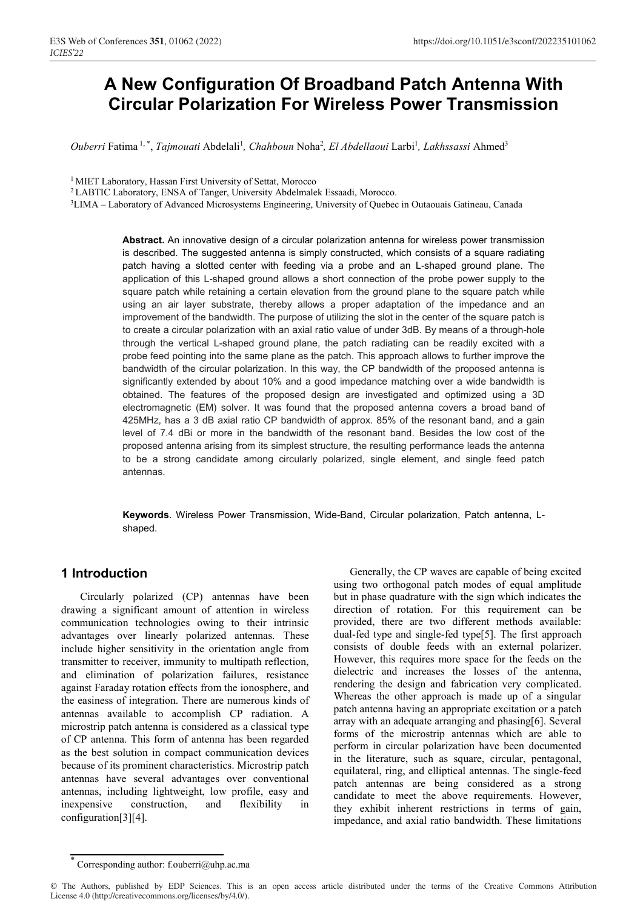# A New Configuration Of Broadband Patch Antenna With Circular Polarization For Wireless Power Transmission

*Ouberri* Fatima [1,*], *Tajmouati* Abdelali[1], *Chahboun* Noha[2], *El Abdellaoui* Larbi[1], *Lakhssassi* Ahmed[3]

[1] MIET Laboratory, Hassan First University of Settat, Morocco
[2] LABTIC Laboratory, ENSA of Tanger, University Abdelmalek Essaadi, Morocco.
[3] LIMA – Laboratory of Advanced Microsystems Engineering, University of Quebec in Outaouais Gatineau, Canada

**Abstract.** An innovative design of a circular polarization antenna for wireless power transmission is described. The suggested antenna is simply constructed, which consists of a square radiating patch having a slotted center with feeding via a probe and an L-shaped ground plane. The application of this L-shaped ground allows a short connection of the probe power supply to the square patch while retaining a certain elevation from the ground plane to the square patch while using an air layer substrate, thereby allows a proper adaptation of the impedance and an improvement of the bandwidth. The purpose of utilizing the slot in the center of the square patch is to create a circular polarization with an axial ratio value of under 3dB. By means of a through-hole through the vertical L-shaped ground plane, the patch radiating can be readily excited with a probe feed pointing into the same plane as the patch. This approach allows to further improve the bandwidth of the circular polarization. In this way, the CP bandwidth of the proposed antenna is significantly extended by about 10% and a good impedance matching over a wide bandwidth is obtained. The features of the proposed design are investigated and optimized using a 3D electromagnetic (EM) solver. It was found that the proposed antenna covers a broad band of 425MHz, has a 3 dB axial ratio CP bandwidth of approx. 85% of the resonant band, and a gain level of 7.4 dBi or more in the bandwidth of the resonant band. Besides the low cost of the proposed antenna arising from its simplest structure, the resulting performance leads the antenna to be a strong candidate among circularly polarized, single element, and single feed patch antennas.

**Keywords**. Wireless Power Transmission, Wide-Band, Circular polarization, Patch antenna, L-shaped.

## 1 Introduction

Circularly polarized (CP) antennas have been drawing a significant amount of attention in wireless communication technologies owing to their intrinsic advantages over linearly polarized antennas. These include higher sensitivity in the orientation angle from transmitter to receiver, immunity to multipath reflection, and elimination of polarization failures, resistance against Faraday rotation effects from the ionosphere, and the easiness of integration. There are numerous kinds of antennas available to accomplish CP radiation. A microstrip patch antenna is considered as a classical type of CP antenna. This form of antenna has been regarded as the best solution in compact communication devices because of its prominent characteristics. Microstrip patch antennas have several advantages over conventional antennas, including lightweight, low profile, easy and inexpensive construction, and flexibility in configuration[3][4].

Generally, the CP waves are capable of being excited using two orthogonal patch modes of equal amplitude but in phase quadrature with the sign which indicates the direction of rotation. For this requirement can be provided, there are two different methods available: dual-fed type and single-fed type[5]. The first approach consists of double feeds with an external polarizer. However, this requires more space for the feeds on the dielectric and increases the losses of the antenna, rendering the design and fabrication very complicated. Whereas the other approach is made up of a singular patch antenna having an appropriate excitation or a patch array with an adequate arranging and phasing[6]. Several forms of the microstrip antennas which are able to perform in circular polarization have been documented in the literature, such as square, circular, pentagonal, equilateral, ring, and elliptical antennas. The single-feed patch antennas are being considered as a strong candidate to meet the above requirements. However, they exhibit inherent restrictions in terms of gain, impedance, and axial ratio bandwidth. These limitations

* Corresponding author: f.ouberri@uhp.ac.ma

© The Authors, published by EDP Sciences. This is an open access article distributed under the terms of the Creative Commons Attribution License 4.0 (http://creativecommons.org/licenses/by/4.0/).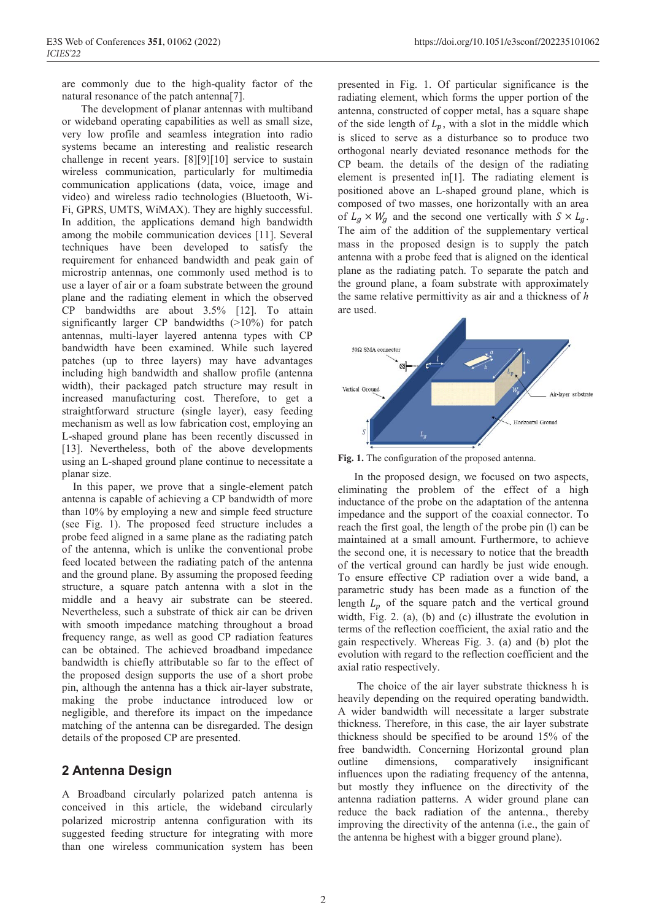are commonly due to the high-quality factor of the natural resonance of the patch antenna[7].

The development of planar antennas with multiband or wideband operating capabilities as well as small size, very low profile and seamless integration into radio systems became an interesting and realistic research challenge in recent years. [8][9][10] service to sustain wireless communication, particularly for multimedia communication applications (data, voice, image and video) and wireless radio technologies (Bluetooth, Wi-Fi, GPRS, UMTS, WiMAX). They are highly successful. In addition, the applications demand high bandwidth among the mobile communication devices [11]. Several techniques have been developed to satisfy the requirement for enhanced bandwidth and peak gain of microstrip antennas, one commonly used method is to use a layer of air or a foam substrate between the ground plane and the radiating element in which the observed CP bandwidths are about 3.5% [12]. To attain significantly larger CP bandwidths (>10%) for patch antennas, multi-layer layered antenna types with CP bandwidth have been examined. While such layered patches (up to three layers) may have advantages including high bandwidth and shallow profile (antenna width), their packaged patch structure may result in increased manufacturing cost. Therefore, to get a straightforward structure (single layer), easy feeding mechanism as well as low fabrication cost, employing an L-shaped ground plane has been recently discussed in [13]. Nevertheless, both of the above developments using an L-shaped ground plane continue to necessitate a planar size.

In this paper, we prove that a single-element patch antenna is capable of achieving a CP bandwidth of more than 10% by employing a new and simple feed structure (see Fig. 1). The proposed feed structure includes a probe feed aligned in a same plane as the radiating patch of the antenna, which is unlike the conventional probe feed located between the radiating patch of the antenna and the ground plane. By assuming the proposed feeding structure, a square patch antenna with a slot in the middle and a heavy air substrate can be steered. Nevertheless, such a substrate of thick air can be driven with smooth impedance matching throughout a broad frequency range, as well as good CP radiation features can be obtained. The achieved broadband impedance bandwidth is chiefly attributable so far to the effect of the proposed design supports the use of a short probe pin, although the antenna has a thick air-layer substrate, making the probe inductance introduced low or negligible, and therefore its impact on the impedance matching of the antenna can be disregarded. The design details of the proposed CP are presented.

## 2 Antenna Design

A Broadband circularly polarized patch antenna is conceived in this article, the wideband circularly polarized microstrip antenna configuration with its suggested feeding structure for integrating with more than one wireless communication system has been presented in Fig. 1. Of particular significance is the radiating element, which forms the upper portion of the antenna, constructed of copper metal, has a square shape of the side length of $L_p$, with a slot in the middle which is sliced to serve as a disturbance so to produce two orthogonal nearly deviated resonance methods for the CP beam. the details of the design of the radiating element is presented in[1]. The radiating element is positioned above an L-shaped ground plane, which is composed of two masses, one horizontally with an area of $L_g \times W_g$ and the second one vertically with $S \times L_g$. The aim of the addition of the supplementary vertical mass in the proposed design is to supply the patch antenna with a probe feed that is aligned on the identical plane as the radiating patch. To separate the patch and the ground plane, a foam substrate with approximately the same relative permittivity as air and a thickness of $h$ are used.

**Fig. 1.** The configuration of the proposed antenna.

In the proposed design, we focused on two aspects, eliminating the problem of the effect of a high inductance of the probe on the adaptation of the antenna impedance and the support of the coaxial connector. To reach the first goal, the length of the probe pin (l) can be maintained at a small amount. Furthermore, to achieve the second one, it is necessary to notice that the breadth of the vertical ground can hardly be just wide enough. To ensure effective CP radiation over a wide band, a parametric study has been made as a function of the side length $L_p$ of the square patch and the vertical ground width, Fig. 2. (a), (b) and (c) illustrate the evolution in terms of the reflection coefficient, the axial ratio and the gain respectively. Whereas Fig. 3. (a) and (b) plot the evolution with regard to the reflection coefficient and the axial ratio respectively.

The choice of the air layer substrate thickness h is heavily depending on the required operating bandwidth. A wider bandwidth will necessitate a larger substrate thickness. Therefore, in this case, the air layer substrate thickness should be specified to be around 15% of the free bandwidth. Concerning Horizontal ground plan outline dimensions, comparatively insignificant influences upon the radiating frequency of the antenna, but mostly they influence on the directivity of the antenna radiation patterns. A wider ground plane can reduce the back radiation of the antenna., thereby improving the directivity of the antenna (i.e., the gain of the antenna be highest with a bigger ground plane).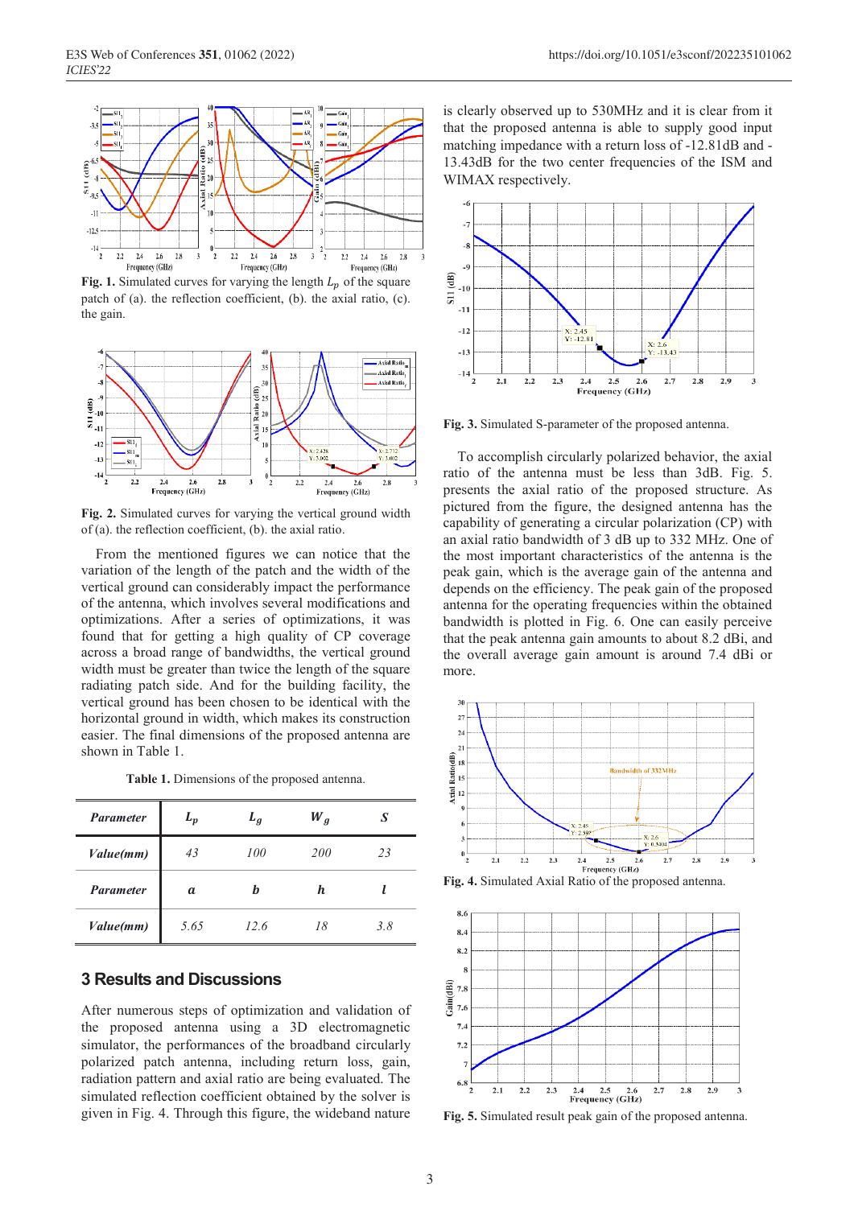**Fig. 1.** Simulated curves for varying the length $L_p$ of the square patch of (a). the reflection coefficient, (b). the axial ratio, (c). the gain.

**Fig. 2.** Simulated curves for varying the vertical ground width of (a). the reflection coefficient, (b). the axial ratio.

From the mentioned figures we can notice that the variation of the length of the patch and the width of the vertical ground can considerably impact the performance of the antenna, which involves several modifications and optimizations. After a series of optimizations, it was found that for getting a high quality of CP coverage across a broad range of bandwidths, the vertical ground width must be greater than twice the length of the square radiating patch side. And for the building facility, the vertical ground has been chosen to be identical with the horizontal ground in width, which makes its construction easier. The final dimensions of the proposed antenna are shown in Table 1.

**Table 1.** Dimensions of the proposed antenna.

| *Parameter* | $L_p$ | $L_g$ | $W_g$ | $S$ |
|---|---|---|---|---|
| *Value(mm)* | 43 | 100 | 200 | 23 |
| *Parameter* | *a* | *b* | *h* | *l* |
| *Value(mm)* | 5.65 | 12.6 | 18 | 3.8 |

## 3 Results and Discussions

After numerous steps of optimization and validation of the proposed antenna using a 3D electromagnetic simulator, the performances of the broadband circularly polarized patch antenna, including return loss, gain, radiation pattern and axial ratio are being evaluated. The simulated reflection coefficient obtained by the solver is given in Fig. 4. Through this figure, the wideband nature is clearly observed up to 530MHz and it is clear from it that the proposed antenna is able to supply good input matching impedance with a return loss of -12.81dB and -13.43dB for the two center frequencies of the ISM and WIMAX respectively.

**Fig. 3.** Simulated S-parameter of the proposed antenna.

To accomplish circularly polarized behavior, the axial ratio of the antenna must be less than 3dB. Fig. 5. presents the axial ratio of the proposed structure. As pictured from the figure, the designed antenna has the capability of generating a circular polarization (CP) with an axial ratio bandwidth of 3 dB up to 332 MHz. One of the most important characteristics of the antenna is the peak gain, which is the average gain of the antenna and depends on the efficiency. The peak gain of the proposed antenna for the operating frequencies within the obtained bandwidth is plotted in Fig. 6. One can easily perceive that the peak antenna gain amounts to about 8.2 dBi, and the overall average gain amount is around 7.4 dBi or more.

**Fig. 4.** Simulated Axial Ratio of the proposed antenna.

**Fig. 5.** Simulated result peak gain of the proposed antenna.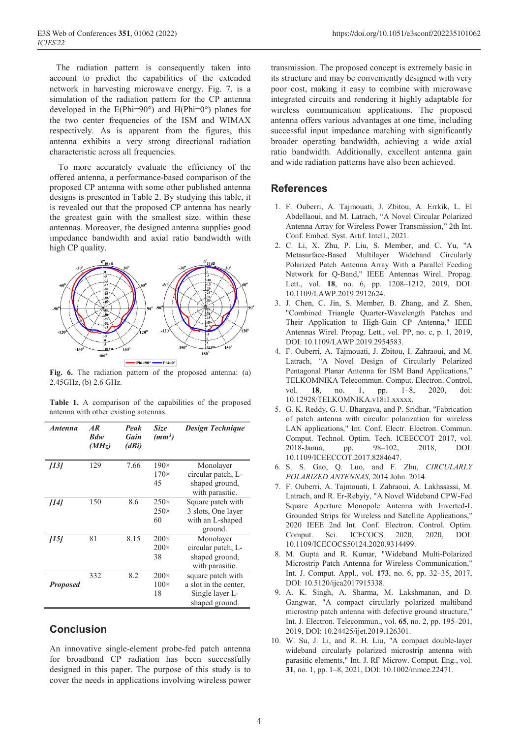The radiation pattern is consequently taken into account to predict the capabilities of the extended network in harvesting microwave energy. Fig. 7. is a simulation of the radiation pattern for the CP antenna developed in the E(Phi=90°) and H(Phi=0°) planes for the two center frequencies of the ISM and WIMAX respectively. As is apparent from the figures, this antenna exhibits a very strong directional radiation characteristic across all frequencies.

To more accurately evaluate the efficiency of the offered antenna, a performance-based comparison of the proposed CP antenna with some other published antenna designs is presented in Table 2. By studying this table, it is revealed out that the proposed CP antenna has nearly the greatest gain with the smallest size. within these antennas. Moreover, the designed antenna supplies good impedance bandwidth and axial ratio bandwidth with high CP quality.

**Fig. 6.** The radiation pattern of the proposed antenna: (a) 2.45GHz, (b) 2.6 GHz.

**Table 1.** A comparison of the capabilities of the proposed antenna with other existing antennas.

| *Antenna* | *AR Bdw (MHz)* | *Peak Gain (dBi)* | *Size ($mm^3$)* | *Design Technique* |
|---|---|---|---|---|
| *[13]* | 129 | 7.66 | 190× 170× 45 | Monolayer circular patch, L-shaped ground, with parasitic. |
| *[14]* | 150 | 8.6 | 250× 250× 60 | Square patch with 3 slots, One layer with an L-shaped ground. |
| *[15]* | 81 | 8.15 | 200× 200× 38 | Monolayer circular patch, L-shaped ground, with parasitic. |
| ***Proposed*** | 332 | 8.2 | 200× 100× 18 | square patch with a slot in the center, Single layer L-shaped ground. |

## Conclusion

An innovative single-element probe-fed patch antenna for broadband CP radiation has been successfully designed in this paper. The purpose of this study is to cover the needs in applications involving wireless power transmission. The proposed concept is extremely basic in its structure and may be conveniently designed with very poor cost, making it easy to combine with microwave integrated circuits and rendering it highly adaptable for wireless communication applications. The proposed antenna offers various advantages at one time, including successful input impedance matching with significantly broader operating bandwidth, achieving a wide axial ratio bandwidth. Additionally, excellent antenna gain and wide radiation patterns have also been achieved.

## References

1. F. Ouberri, A. Tajmouati, J. Zbitou, A. Errkik, L. El Abdellaoui, and M. Latrach, "A Novel Circular Polarized Antenna Array for Wireless Power Transmission," 2th Int. Conf. Embed. Syst. Artif. Intell., 2021.
2. C. Li, X. Zhu, P. Liu, S. Member, and C. Yu, "A Metasurface-Based Multilayer Wideband Circularly Polarized Patch Antenna Array With a Parallel Feeding Network for Q-Band," IEEE Antennas Wirel. Propag. Lett., vol. **18**, no. 6, pp. 1208–1212, 2019, DOI: 10.1109/LAWP.2019.2912624.
3. J. Chen, C. Jin, S. Member, B. Zhang, and Z. Shen, "Combined Triangle Quarter-Wavelength Patches and Their Application to High-Gain CP Antenna," IEEE Antennas Wirel. Propag. Lett., vol. PP, no. c, p. 1, 2019, DOI: 10.1109/LAWP.2019.2954583.
4. F. Ouberri, A. Tajmouati, J. Zbitou, I. Zahraoui, and M. Latrach, "A Novel Design of Circularly Polarized Pentagonal Planar Antenna for ISM Band Applications," TELKOMNIKA Telecommun. Comput. Electron. Control, vol. **18**, no. 1, pp. 1–8, 2020, doi: 10.12928/TELKOMNIKA.v18i1.xxxxx.
5. G. K. Reddy, G. U. Bhargava, and P. Sridhar, "Fabrication of patch antenna with circular polarization for wireless LAN applications," Int. Conf. Electr. Electron. Commun. Comput. Technol. Optim. Tech. ICEECCOT 2017, vol. 2018-Janua, pp. 98–102, 2018, DOI: 10.1109/ICEECCOT.2017.8284647.
6. S. S. Gao, Q. Luo, and F. Zhu, *CIRCULARLY POLARIZED ANTENNAS*, 2014 John. 2014.
7. F. Ouberri, A. Tajmouati, I. Zahraoui, A. Lakhssassi, M. Latrach, and R. Er-Rebyiy, "A Novel Wideband CPW-Fed Square Aperture Monopole Antenna with Inverted-L Grounded Strips for Wireless and Satellite Applications," 2020 IEEE 2nd Int. Conf. Electron. Control. Optim. Comput. Sci. ICECOCS 2020, 2020, DOI: 10.1109/ICECOCS50124.2020.9314499.
8. M. Gupta and R. Kumar, "Wideband Multi-Polarized Microstrip Patch Antenna for Wireless Communication," Int. J. Comput. Appl., vol. **173**, no. 6, pp. 32–35, 2017, DOI: 10.5120/ijca2017915338.
9. A. K. Singh, A. Sharma, M. Lakshmanan, and D. Gangwar, "A compact circularly polarized multiband microstrip patch antenna with defective ground structure," Int. J. Electron. Telecommun., vol. **65**, no. 2, pp. 195–201, 2019, DOI: 10.24425/ijet.2019.126301.
10. W. Su, J. Li, and R. H. Liu, "A compact double-layer wideband circularly polarized microstrip antenna with parasitic elements," Int. J. RF Microw. Comput. Eng., vol. **31**, no. 1, pp. 1–8, 2021, DOI: 10.1002/mmce.22471.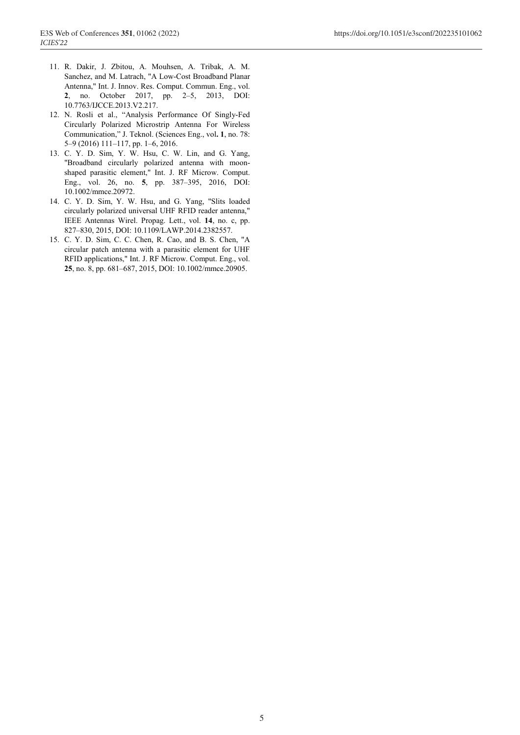11. R. Dakir, J. Zbitou, A. Mouhsen, A. Tribak, A. M. Sanchez, and M. Latrach, "A Low-Cost Broadband Planar Antenna," Int. J. Innov. Res. Comput. Commun. Eng., vol. **2**, no. October 2017, pp. 2–5, 2013, DOI: 10.7763/IJCCE.2013.V2.217.
12. N. Rosli et al., "Analysis Performance Of Singly-Fed Circularly Polarized Microstrip Antenna For Wireless Communication," J. Teknol. (Sciences Eng., vol**. 1**, no. 78: 5–9 (2016) 111–117, pp. 1–6, 2016.
13. C. Y. D. Sim, Y. W. Hsu, C. W. Lin, and G. Yang, "Broadband circularly polarized antenna with moon-shaped parasitic element," Int. J. RF Microw. Comput. Eng., vol. 26, no. **5**, pp. 387–395, 2016, DOI: 10.1002/mmce.20972.
14. C. Y. D. Sim, Y. W. Hsu, and G. Yang, "Slits loaded circularly polarized universal UHF RFID reader antenna," IEEE Antennas Wirel. Propag. Lett., vol. **14**, no. c, pp. 827–830, 2015, DOI: 10.1109/LAWP.2014.2382557.
15. C. Y. D. Sim, C. C. Chen, R. Cao, and B. S. Chen, "A circular patch antenna with a parasitic element for UHF RFID applications," Int. J. RF Microw. Comput. Eng., vol. **25**, no. 8, pp. 681–687, 2015, DOI: 10.1002/mmce.20905.